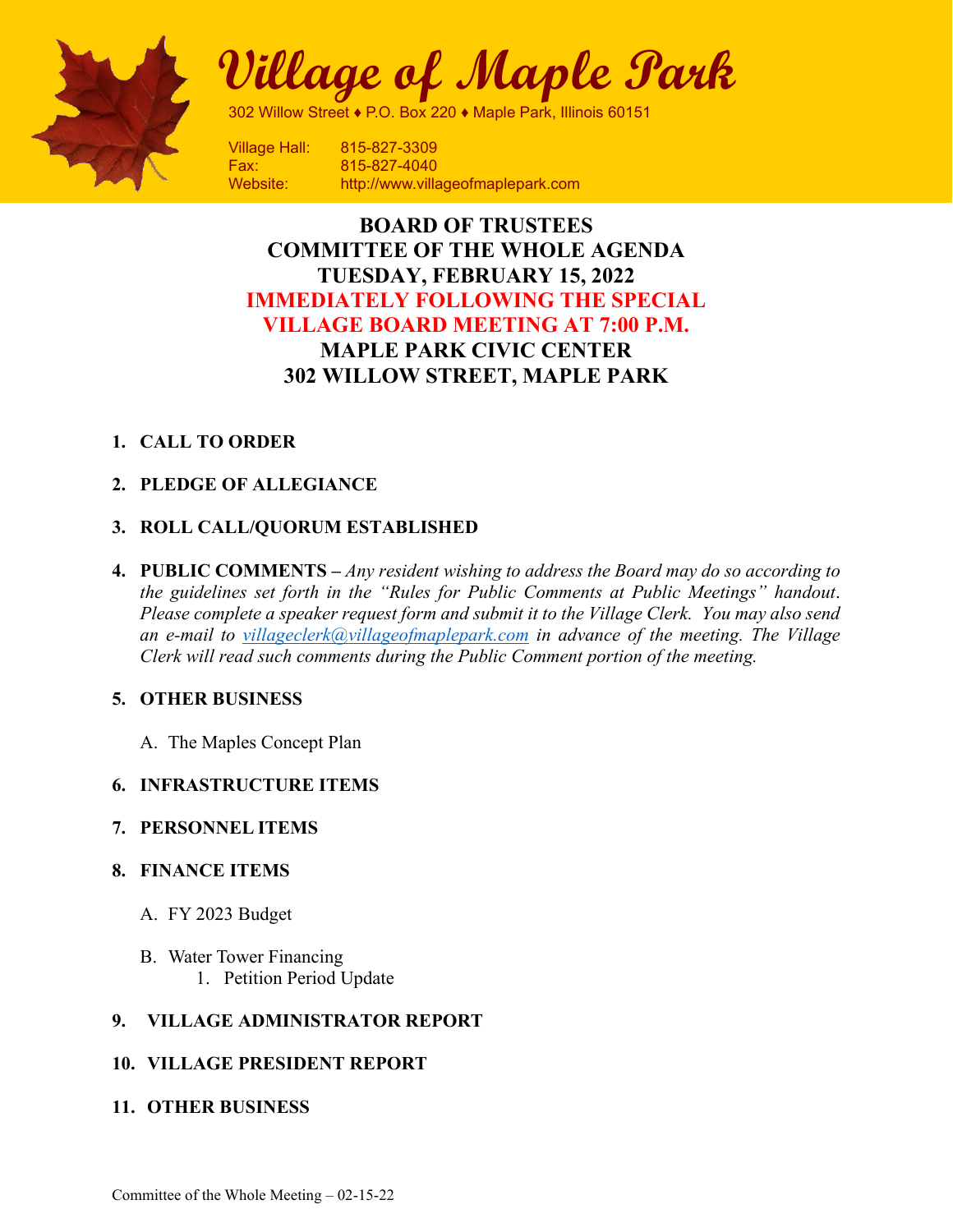# Village of Maple Park

302 Willow Street ♦ P.O. Box 220 ♦ Maple Park, Illinois 60151

Village Hall: 815-827-3309
Fax: 815-827-4040
Website: http://www.villageofmaplepark.com

## BOARD OF TRUSTEES
## COMMITTEE OF THE WHOLE AGENDA
## TUESDAY, FEBRUARY 15, 2022
## IMMEDIATELY FOLLOWING THE SPECIAL VILLAGE BOARD MEETING AT 7:00 P.M.
## MAPLE PARK CIVIC CENTER
## 302 WILLOW STREET, MAPLE PARK

1. **CALL TO ORDER**

2. **PLEDGE OF ALLEGIANCE**

3. **ROLL CALL/QUORUM ESTABLISHED**

4. **PUBLIC COMMENTS –** *Any resident wishing to address the Board may do so according to the guidelines set forth in the "Rules for Public Comments at Public Meetings" handout. Please complete a speaker request form and submit it to the Village Clerk. You may also send an e-mail to villageclerk@villageofmaplepark.com in advance of the meeting. The Village Clerk will read such comments during the Public Comment portion of the meeting.*

5. **OTHER BUSINESS**

   A. The Maples Concept Plan

6. **INFRASTRUCTURE ITEMS**

7. **PERSONNEL ITEMS**

8. **FINANCE ITEMS**

   A. FY 2023 Budget

   B. Water Tower Financing
      1. Petition Period Update

9. **VILLAGE ADMINISTRATOR REPORT**

10. **VILLAGE PRESIDENT REPORT**

11. **OTHER BUSINESS**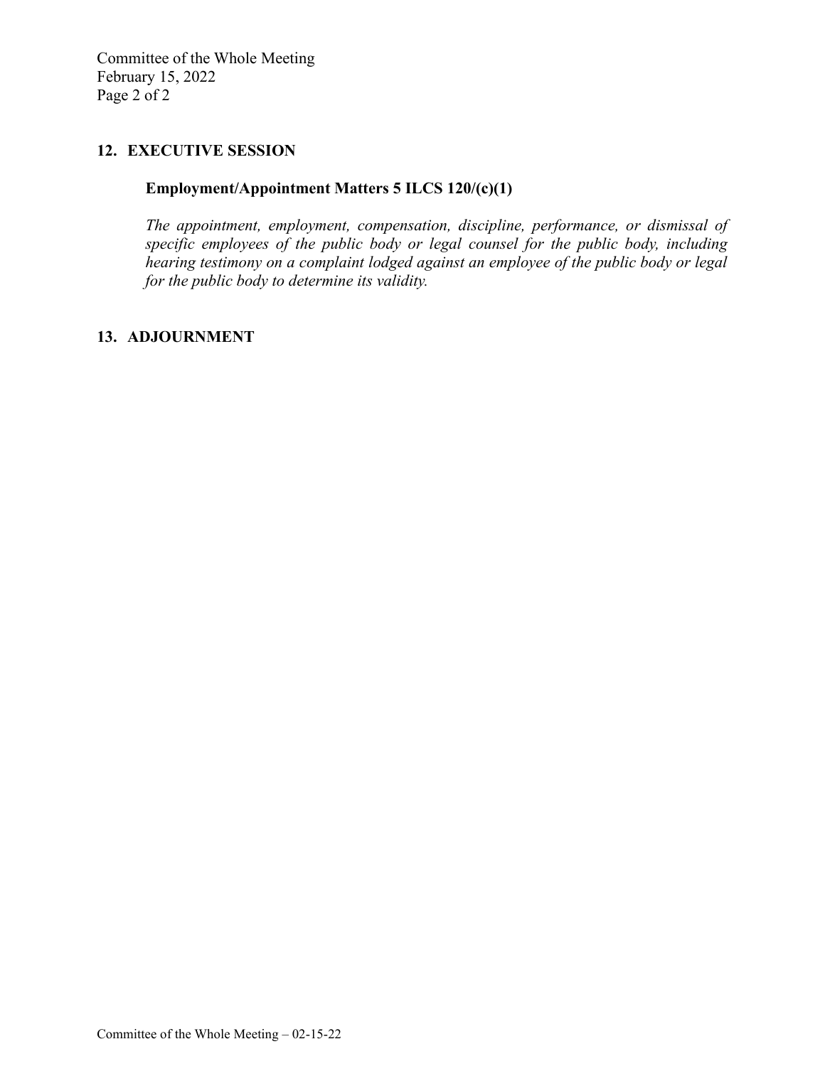## 12. EXECUTIVE SESSION

### Employment/Appointment Matters 5 ILCS 120/(c)(1)

*The appointment, employment, compensation, discipline, performance, or dismissal of specific employees of the public body or legal counsel for the public body, including hearing testimony on a complaint lodged against an employee of the public body or legal for the public body to determine its validity.*

## 13. ADJOURNMENT